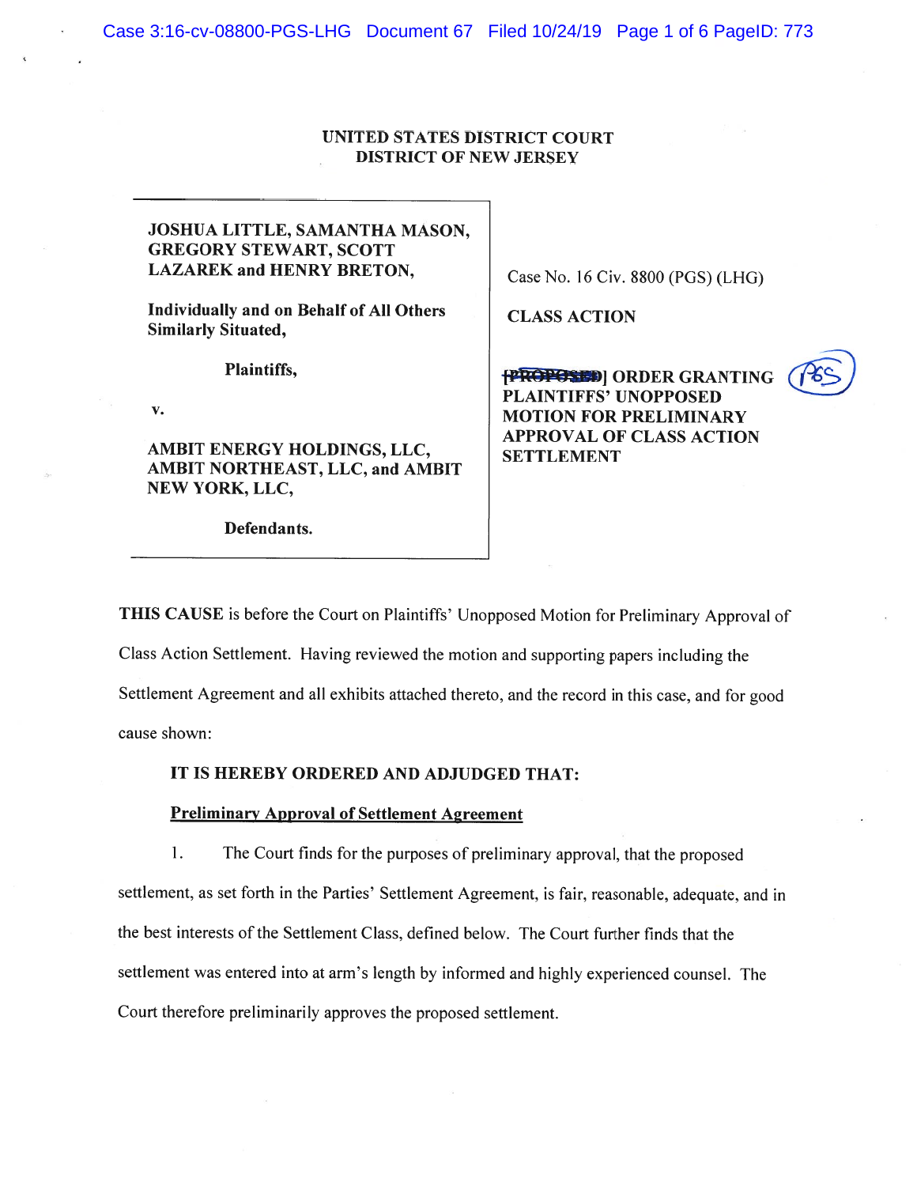UNITED STATES DISTRICT COURT
DISTRICT OF NEW JERSEY

| | |
|---|---|
| **JOSHUA LITTLE, SAMANTHA MASON, GREGORY STEWART, SCOTT LAZAREK and HENRY BRETON,**<br><br>**Individually and on Behalf of All Others Similarly Situated,**<br><br>**Plaintiffs,**<br><br>**v.**<br><br>**AMBIT ENERGY HOLDINGS, LLC, AMBIT NORTHEAST, LLC, and AMBIT NEW YORK, LLC,**<br><br>**Defendants.** | Case No. 16 Civ. 8800 (PGS) (LHG)<br><br>**CLASS ACTION**<br><br>**~~[PROPOSED]~~ ORDER GRANTING PLAINTIFFS' UNOPPOSED MOTION FOR PRELIMINARY APPROVAL OF CLASS ACTION SETTLEMENT** |

PGS

**THIS CAUSE** is before the Court on Plaintiffs' Unopposed Motion for Preliminary Approval of Class Action Settlement. Having reviewed the motion and supporting papers including the Settlement Agreement and all exhibits attached thereto, and the record in this case, and for good cause shown:

**IT IS HEREBY ORDERED AND ADJUDGED THAT:**

**Preliminary Approval of Settlement Agreement**

1. The Court finds for the purposes of preliminary approval, that the proposed settlement, as set forth in the Parties' Settlement Agreement, is fair, reasonable, adequate, and in the best interests of the Settlement Class, defined below. The Court further finds that the settlement was entered into at arm's length by informed and highly experienced counsel. The Court therefore preliminarily approves the proposed settlement.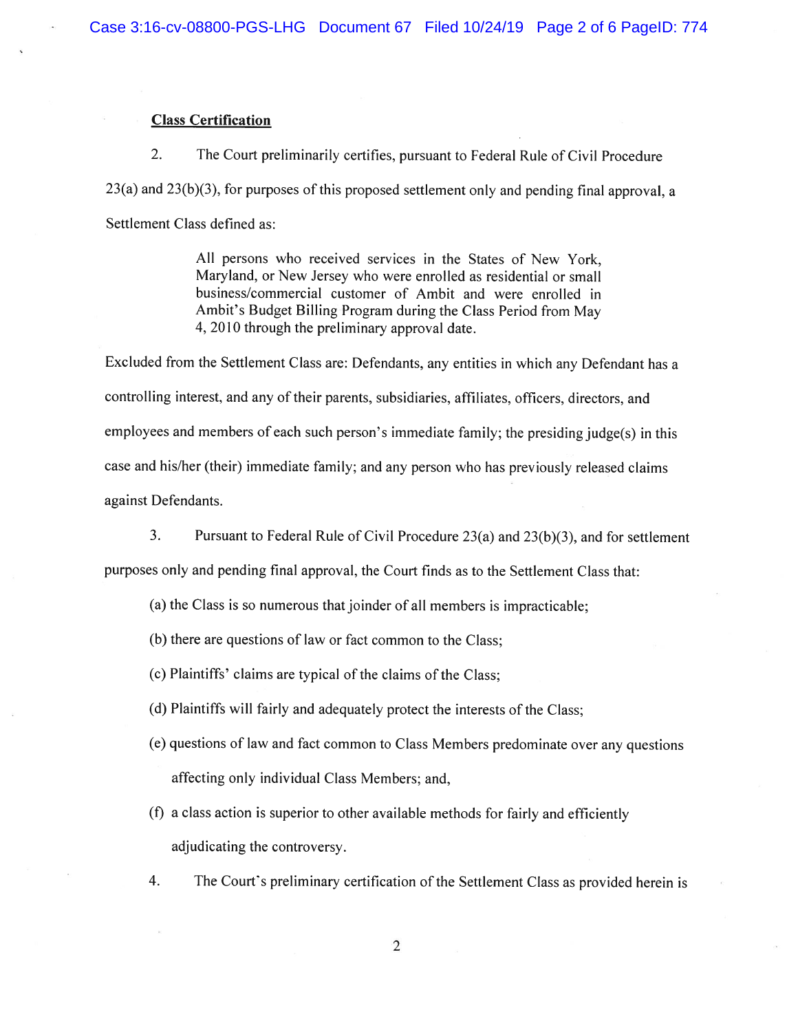**Class Certification**

2. The Court preliminarily certifies, pursuant to Federal Rule of Civil Procedure 23(a) and 23(b)(3), for purposes of this proposed settlement only and pending final approval, a Settlement Class defined as:

> All persons who received services in the States of New York, Maryland, or New Jersey who were enrolled as residential or small business/commercial customer of Ambit and were enrolled in Ambit's Budget Billing Program during the Class Period from May 4, 2010 through the preliminary approval date.

Excluded from the Settlement Class are: Defendants, any entities in which any Defendant has a controlling interest, and any of their parents, subsidiaries, affiliates, officers, directors, and employees and members of each such person's immediate family; the presiding judge(s) in this case and his/her (their) immediate family; and any person who has previously released claims against Defendants.

3. Pursuant to Federal Rule of Civil Procedure 23(a) and 23(b)(3), and for settlement purposes only and pending final approval, the Court finds as to the Settlement Class that:

(a) the Class is so numerous that joinder of all members is impracticable;

(b) there are questions of law or fact common to the Class;

(c) Plaintiffs' claims are typical of the claims of the Class;

(d) Plaintiffs will fairly and adequately protect the interests of the Class;

(e) questions of law and fact common to Class Members predominate over any questions affecting only individual Class Members; and,

(f) a class action is superior to other available methods for fairly and efficiently adjudicating the controversy.

4. The Court's preliminary certification of the Settlement Class as provided herein is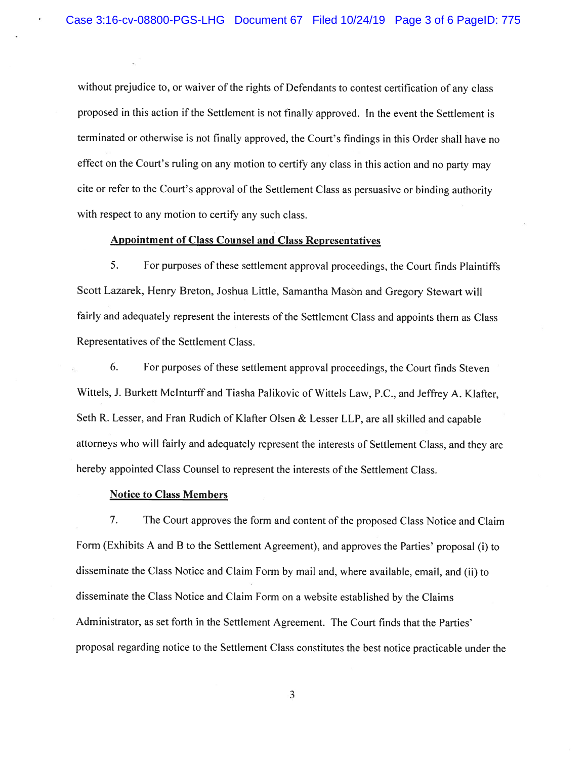without prejudice to, or waiver of the rights of Defendants to contest certification of any class proposed in this action if the Settlement is not finally approved. In the event the Settlement is terminated or otherwise is not finally approved, the Court's findings in this Order shall have no effect on the Court's ruling on any motion to certify any class in this action and no party may cite or refer to the Court's approval of the Settlement Class as persuasive or binding authority with respect to any motion to certify any such class.

**Appointment of Class Counsel and Class Representatives**

5. For purposes of these settlement approval proceedings, the Court finds Plaintiffs Scott Lazarek, Henry Breton, Joshua Little, Samantha Mason and Gregory Stewart will fairly and adequately represent the interests of the Settlement Class and appoints them as Class Representatives of the Settlement Class.

6. For purposes of these settlement approval proceedings, the Court finds Steven Wittels, J. Burkett McInturff and Tiasha Palikovic of Wittels Law, P.C., and Jeffrey A. Klafter, Seth R. Lesser, and Fran Rudich of Klafter Olsen & Lesser LLP, are all skilled and capable attorneys who will fairly and adequately represent the interests of Settlement Class, and they are hereby appointed Class Counsel to represent the interests of the Settlement Class.

**Notice to Class Members**

7. The Court approves the form and content of the proposed Class Notice and Claim Form (Exhibits A and B to the Settlement Agreement), and approves the Parties' proposal (i) to disseminate the Class Notice and Claim Form by mail and, where available, email, and (ii) to disseminate the Class Notice and Claim Form on a website established by the Claims Administrator, as set forth in the Settlement Agreement. The Court finds that the Parties' proposal regarding notice to the Settlement Class constitutes the best notice practicable under the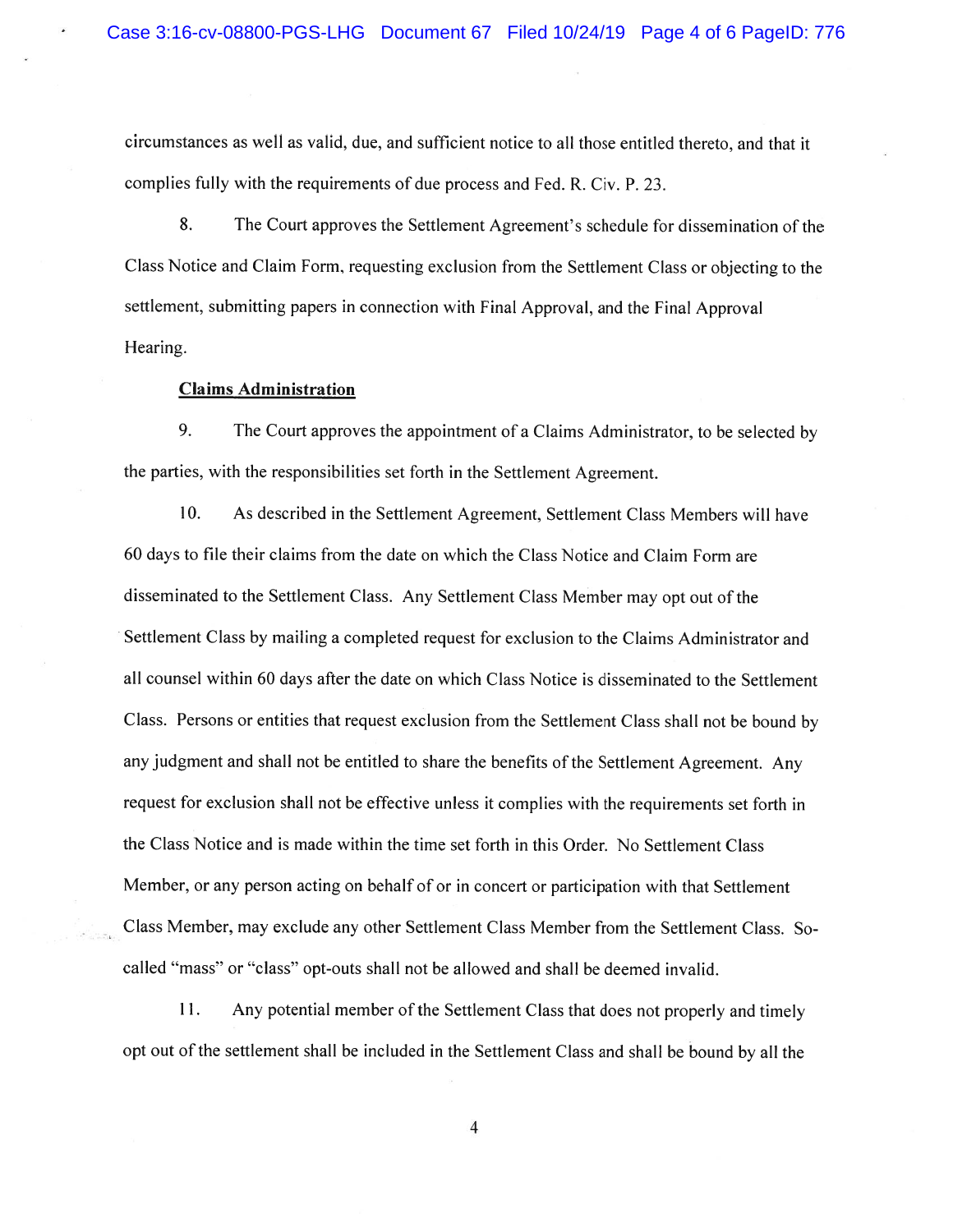circumstances as well as valid, due, and sufficient notice to all those entitled thereto, and that it complies fully with the requirements of due process and Fed. R. Civ. P. 23.

8. The Court approves the Settlement Agreement's schedule for dissemination of the Class Notice and Claim Form, requesting exclusion from the Settlement Class or objecting to the settlement, submitting papers in connection with Final Approval, and the Final Approval Hearing.

**Claims Administration**

9. The Court approves the appointment of a Claims Administrator, to be selected by the parties, with the responsibilities set forth in the Settlement Agreement.

10. As described in the Settlement Agreement, Settlement Class Members will have 60 days to file their claims from the date on which the Class Notice and Claim Form are disseminated to the Settlement Class. Any Settlement Class Member may opt out of the Settlement Class by mailing a completed request for exclusion to the Claims Administrator and all counsel within 60 days after the date on which Class Notice is disseminated to the Settlement Class. Persons or entities that request exclusion from the Settlement Class shall not be bound by any judgment and shall not be entitled to share the benefits of the Settlement Agreement. Any request for exclusion shall not be effective unless it complies with the requirements set forth in the Class Notice and is made within the time set forth in this Order. No Settlement Class Member, or any person acting on behalf of or in concert or participation with that Settlement Class Member, may exclude any other Settlement Class Member from the Settlement Class. So-called "mass" or "class" opt-outs shall not be allowed and shall be deemed invalid.

11. Any potential member of the Settlement Class that does not properly and timely opt out of the settlement shall be included in the Settlement Class and shall be bound by all the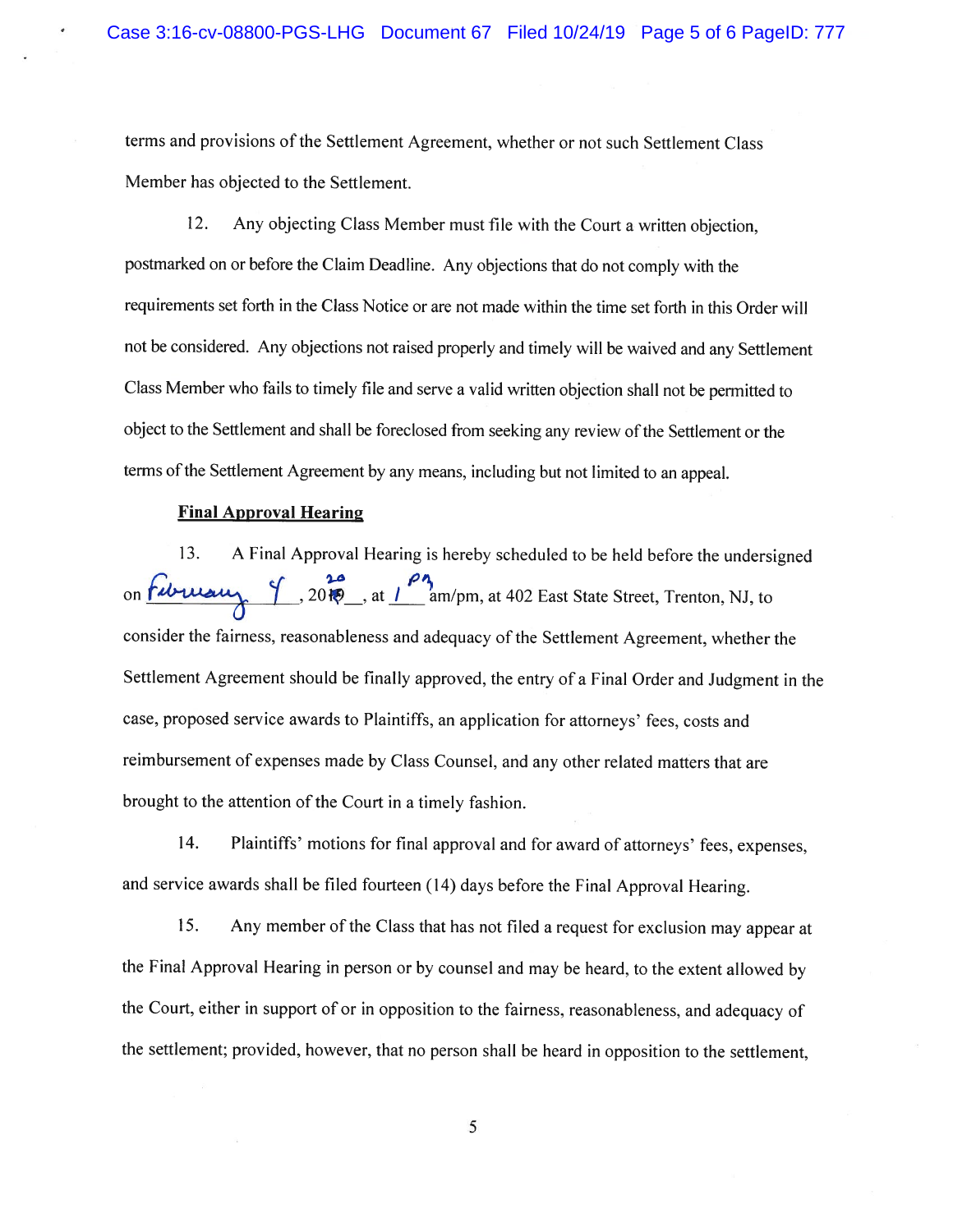terms and provisions of the Settlement Agreement, whether or not such Settlement Class Member has objected to the Settlement.

12. Any objecting Class Member must file with the Court a written objection, postmarked on or before the Claim Deadline. Any objections that do not comply with the requirements set forth in the Class Notice or are not made within the time set forth in this Order will not be considered. Any objections not raised properly and timely will be waived and any Settlement Class Member who fails to timely file and serve a valid written objection shall not be permitted to object to the Settlement and shall be foreclosed from seeking any review of the Settlement or the terms of the Settlement Agreement by any means, including but not limited to an appeal.

**Final Approval Hearing**

13. A Final Approval Hearing is hereby scheduled to be held before the undersigned on February 4, 2020, at 1 pm, at 402 East State Street, Trenton, NJ, to consider the fairness, reasonableness and adequacy of the Settlement Agreement, whether the Settlement Agreement should be finally approved, the entry of a Final Order and Judgment in the case, proposed service awards to Plaintiffs, an application for attorneys' fees, costs and reimbursement of expenses made by Class Counsel, and any other related matters that are brought to the attention of the Court in a timely fashion.

14. Plaintiffs' motions for final approval and for award of attorneys' fees, expenses, and service awards shall be filed fourteen (14) days before the Final Approval Hearing.

15. Any member of the Class that has not filed a request for exclusion may appear at the Final Approval Hearing in person or by counsel and may be heard, to the extent allowed by the Court, either in support of or in opposition to the fairness, reasonableness, and adequacy of the settlement; provided, however, that no person shall be heard in opposition to the settlement,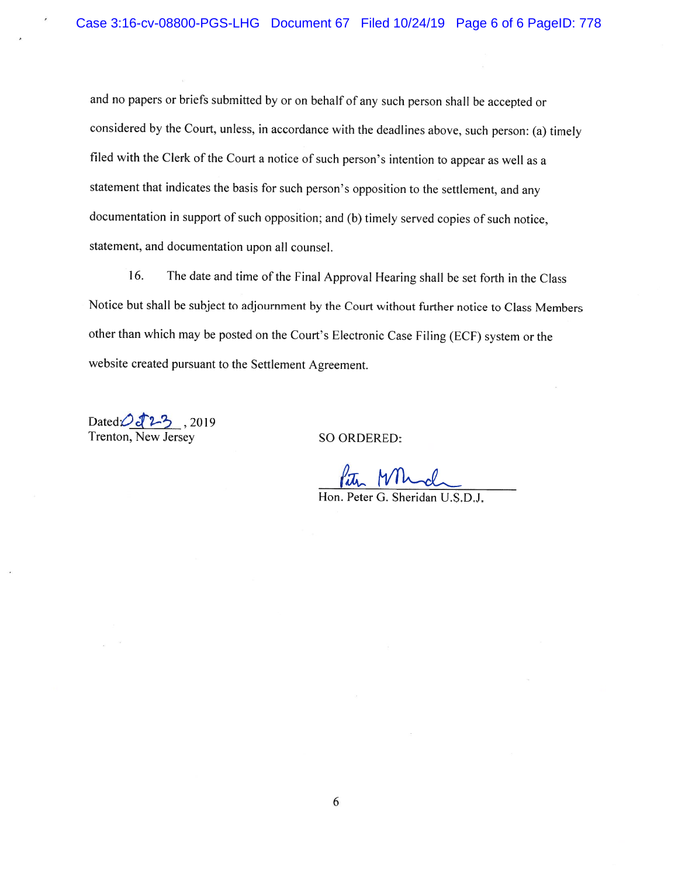and no papers or briefs submitted by or on behalf of any such person shall be accepted or considered by the Court, unless, in accordance with the deadlines above, such person: (a) timely filed with the Clerk of the Court a notice of such person's intention to appear as well as a statement that indicates the basis for such person's opposition to the settlement, and any documentation in support of such opposition; and (b) timely served copies of such notice, statement, and documentation upon all counsel.

16. The date and time of the Final Approval Hearing shall be set forth in the Class Notice but shall be subject to adjournment by the Court without further notice to Class Members other than which may be posted on the Court's Electronic Case Filing (ECF) system or the website created pursuant to the Settlement Agreement.

Dated: Oct 23, 2019
Trenton, New Jersey

SO ORDERED:

Peter G. Sheridan

Hon. Peter G. Sheridan U.S.D.J.